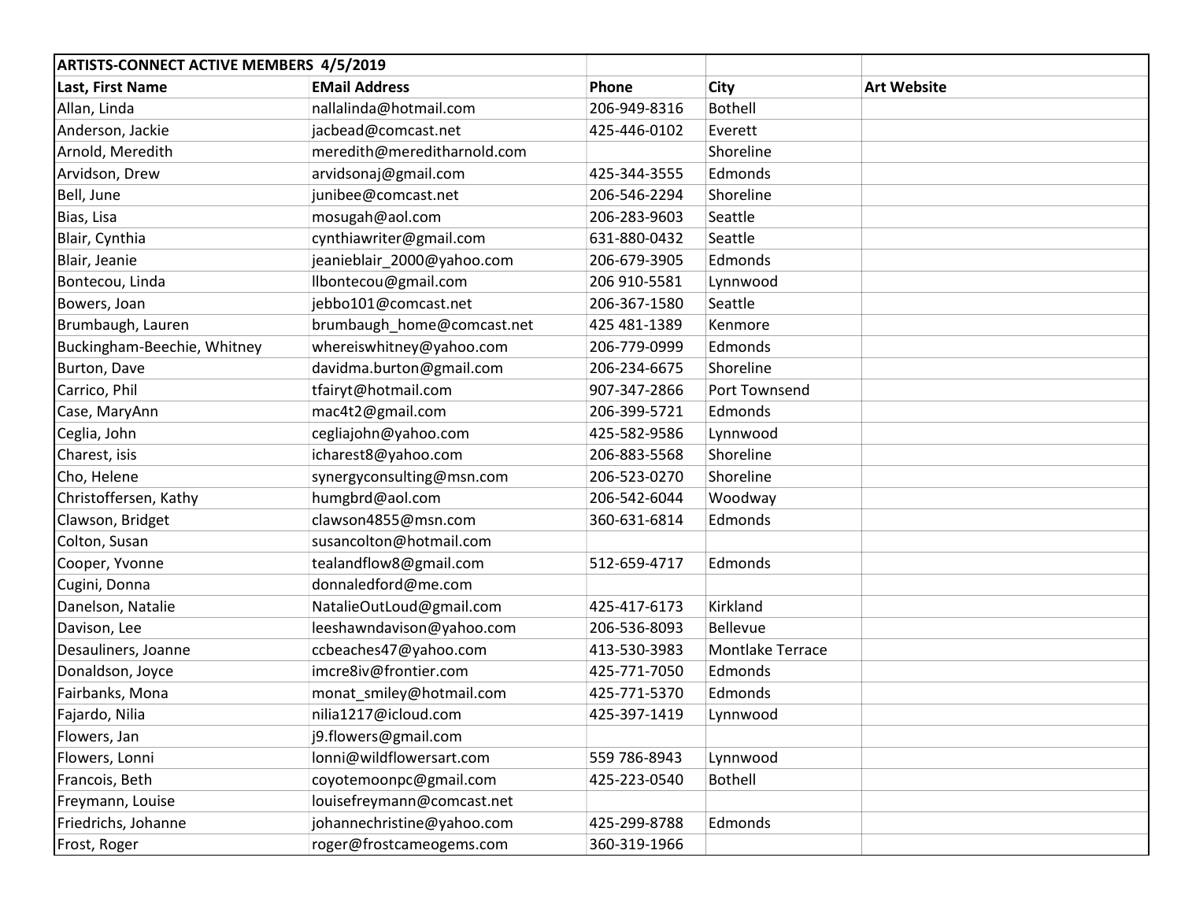| ARTISTS-CONNECT ACTIVE MEMBERS 4/5/2019 | | | | |
|---|---|---|---|---|
| **Last, First Name** | **EMail Address** | **Phone** | **City** | **Art Website** |
| Allan, Linda | nallalinda@hotmail.com | 206-949-8316 | Bothell | |
| Anderson, Jackie | jacbead@comcast.net | 425-446-0102 | Everett | |
| Arnold, Meredith | meredith@meredtharnold.com | | Shoreline | |
| Arvidson, Drew | arvidsonaj@gmail.com | 425-344-3555 | Edmonds | |
| Bell, June | junibee@comcast.net | 206-546-2294 | Shoreline | |
| Bias, Lisa | mosugah@aol.com | 206-283-9603 | Seattle | |
| Blair, Cynthia | cynthiawriter@gmail.com | 631-880-0432 | Seattle | |
| Blair, Jeanie | jeanieblair_2000@yahoo.com | 206-679-3905 | Edmonds | |
| Bontecou, Linda | llbontecou@gmail.com | 206 910-5581 | Lynnwood | |
| Bowers, Joan | jebbo101@comcast.net | 206-367-1580 | Seattle | |
| Brumbaugh, Lauren | brumbaugh_home@comcast.net | 425 481-1389 | Kenmore | |
| Buckingham-Beechie, Whitney | whereiswhitney@yahoo.com | 206-779-0999 | Edmonds | |
| Burton, Dave | davidma.burton@gmail.com | 206-234-6675 | Shoreline | |
| Carrico, Phil | tfairyt@hotmail.com | 907-347-2866 | Port Townsend | |
| Case, MaryAnn | mac4t2@gmail.com | 206-399-5721 | Edmonds | |
| Ceglia, John | cegliajohn@yahoo.com | 425-582-9586 | Lynnwood | |
| Charest, isis | icharest8@yahoo.com | 206-883-5568 | Shoreline | |
| Cho, Helene | synergyconsulting@msn.com | 206-523-0270 | Shoreline | |
| Christoffersen, Kathy | humgbrd@aol.com | 206-542-6044 | Woodway | |
| Clawson, Bridget | clawson4855@msn.com | 360-631-6814 | Edmonds | |
| Colton, Susan | susancolton@hotmail.com | | | |
| Cooper, Yvonne | tealandflow8@gmail.com | 512-659-4717 | Edmonds | |
| Cugini, Donna | donnaledford@me.com | | | |
| Danelson, Natalie | NatalieOutLoud@gmail.com | 425-417-6173 | Kirkland | |
| Davison, Lee | leeshawndavison@yahoo.com | 206-536-8093 | Bellevue | |
| Desauliners, Joanne | ccbeaches47@yahoo.com | 413-530-3983 | Montlake Terrace | |
| Donaldson, Joyce | imcre8iv@frontier.com | 425-771-7050 | Edmonds | |
| Fairbanks, Mona | monat_smiley@hotmail.com | 425-771-5370 | Edmonds | |
| Fajardo, Nilia | nilia1217@icloud.com | 425-397-1419 | Lynnwood | |
| Flowers, Jan | j9.flowers@gmail.com | | | |
| Flowers, Lonni | lonni@wildflowersart.com | 559 786-8943 | Lynnwood | |
| Francois, Beth | coyotemoonpc@gmail.com | 425-223-0540 | Bothell | |
| Freymann, Louise | louisefreymann@comcast.net | | | |
| Friedrichs, Johanne | johannechristine@yahoo.com | 425-299-8788 | Edmonds | |
| Frost, Roger | roger@frostcameogems.com | 360-319-1966 | | |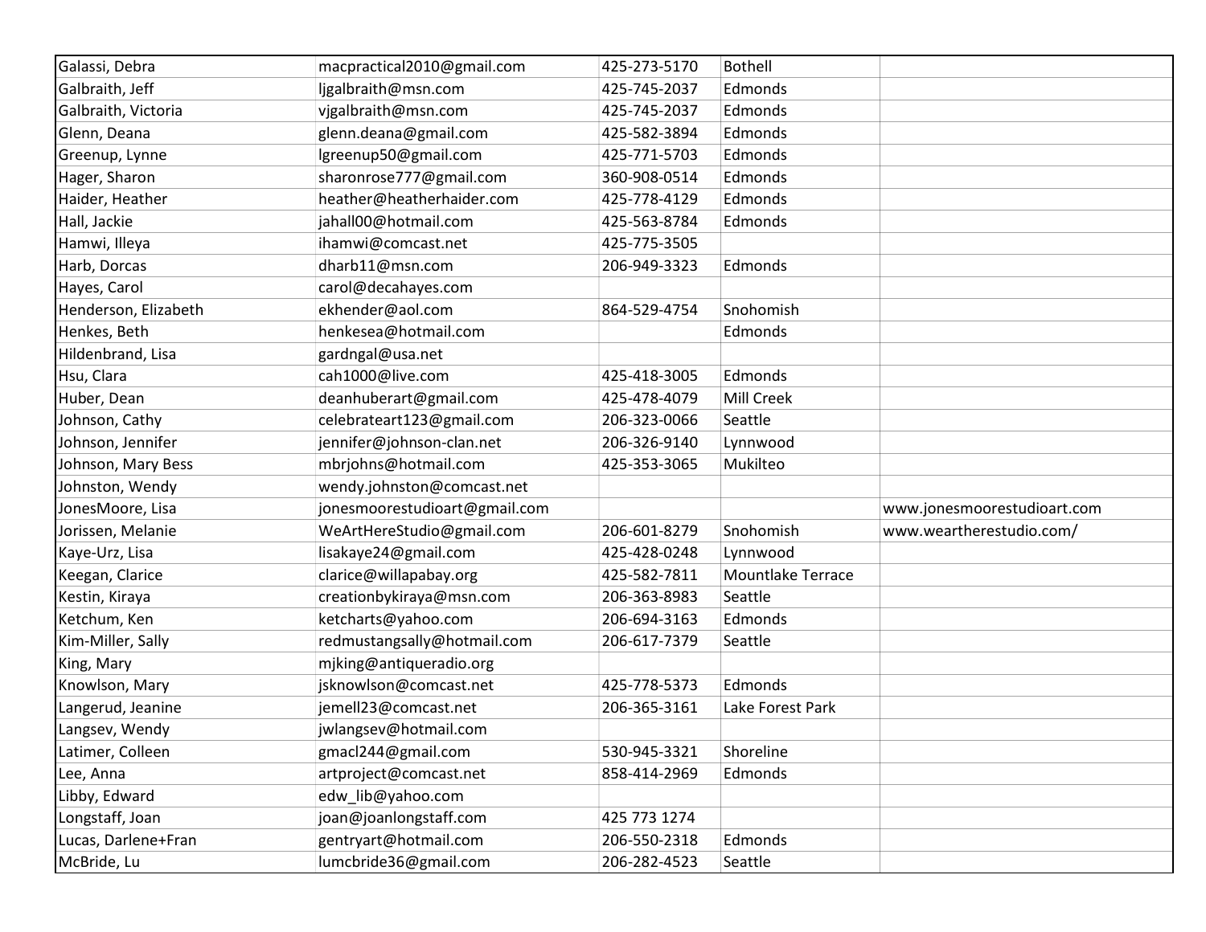| | | | | |
|---|---|---|---|---|
| Galassi, Debra | macpractical2010@gmail.com | 425-273-5170 | Bothell | |
| Galbraith, Jeff | ljgalbraith@msn.com | 425-745-2037 | Edmonds | |
| Galbraith, Victoria | vjgalbraith@msn.com | 425-745-2037 | Edmonds | |
| Glenn, Deana | glenn.deana@gmail.com | 425-582-3894 | Edmonds | |
| Greenup, Lynne | lgreenup50@gmail.com | 425-771-5703 | Edmonds | |
| Hager, Sharon | sharonrose777@gmail.com | 360-908-0514 | Edmonds | |
| Haider, Heather | heather@heatherhaider.com | 425-778-4129 | Edmonds | |
| Hall, Jackie | jahall00@hotmail.com | 425-563-8784 | Edmonds | |
| Hamwi, Illeya | ihamwi@comcast.net | 425-775-3505 | | |
| Harb, Dorcas | dharb11@msn.com | 206-949-3323 | Edmonds | |
| Hayes, Carol | carol@decahayes.com | | | |
| Henderson, Elizabeth | ekhender@aol.com | 864-529-4754 | Snohomish | |
| Henkes, Beth | henkesea@hotmail.com | | Edmonds | |
| Hildenbrand, Lisa | gardngal@usa.net | | | |
| Hsu, Clara | cah1000@live.com | 425-418-3005 | Edmonds | |
| Huber, Dean | deanhuberart@gmail.com | 425-478-4079 | Mill Creek | |
| Johnson, Cathy | celebrateart123@gmail.com | 206-323-0066 | Seattle | |
| Johnson, Jennifer | jennifer@johnson-clan.net | 206-326-9140 | Lynnwood | |
| Johnson, Mary Bess | mbrjohns@hotmail.com | 425-353-3065 | Mukilteo | |
| Johnston, Wendy | wendy.johnston@comcast.net | | | |
| JonesMoore, Lisa | jonesmoorestudioart@gmail.com | | | www.jonesmoorestudioart.com |
| Jorissen, Melanie | WeArtHereStudio@gmail.com | 206-601-8279 | Snohomish | www.weartherestudio.com/ |
| Kaye-Urz, Lisa | lisakaye24@gmail.com | 425-428-0248 | Lynnwood | |
| Keegan, Clarice | clarice@willapabay.org | 425-582-7811 | Mountlake Terrace | |
| Kestin, Kiraya | creationbykiraya@msn.com | 206-363-8983 | Seattle | |
| Ketchum, Ken | ketcharts@yahoo.com | 206-694-3163 | Edmonds | |
| Kim-Miller, Sally | redmustangsally@hotmail.com | 206-617-7379 | Seattle | |
| King, Mary | mjking@antiqueradio.org | | | |
| Knowlson, Mary | jsknowlson@comcast.net | 425-778-5373 | Edmonds | |
| Langerud, Jeanine | jemell23@comcast.net | 206-365-3161 | Lake Forest Park | |
| Langsev, Wendy | jwlangsev@hotmail.com | | | |
| Latimer, Colleen | gmacl244@gmail.com | 530-945-3321 | Shoreline | |
| Lee, Anna | artproject@comcast.net | 858-414-2969 | Edmonds | |
| Libby, Edward | edw_lib@yahoo.com | | | |
| Longstaff, Joan | joan@joanlongstaff.com | 425 773 1274 | | |
| Lucas, Darlene+Fran | gentryart@hotmail.com | 206-550-2318 | Edmonds | |
| McBride, Lu | lumcbride36@gmail.com | 206-282-4523 | Seattle | |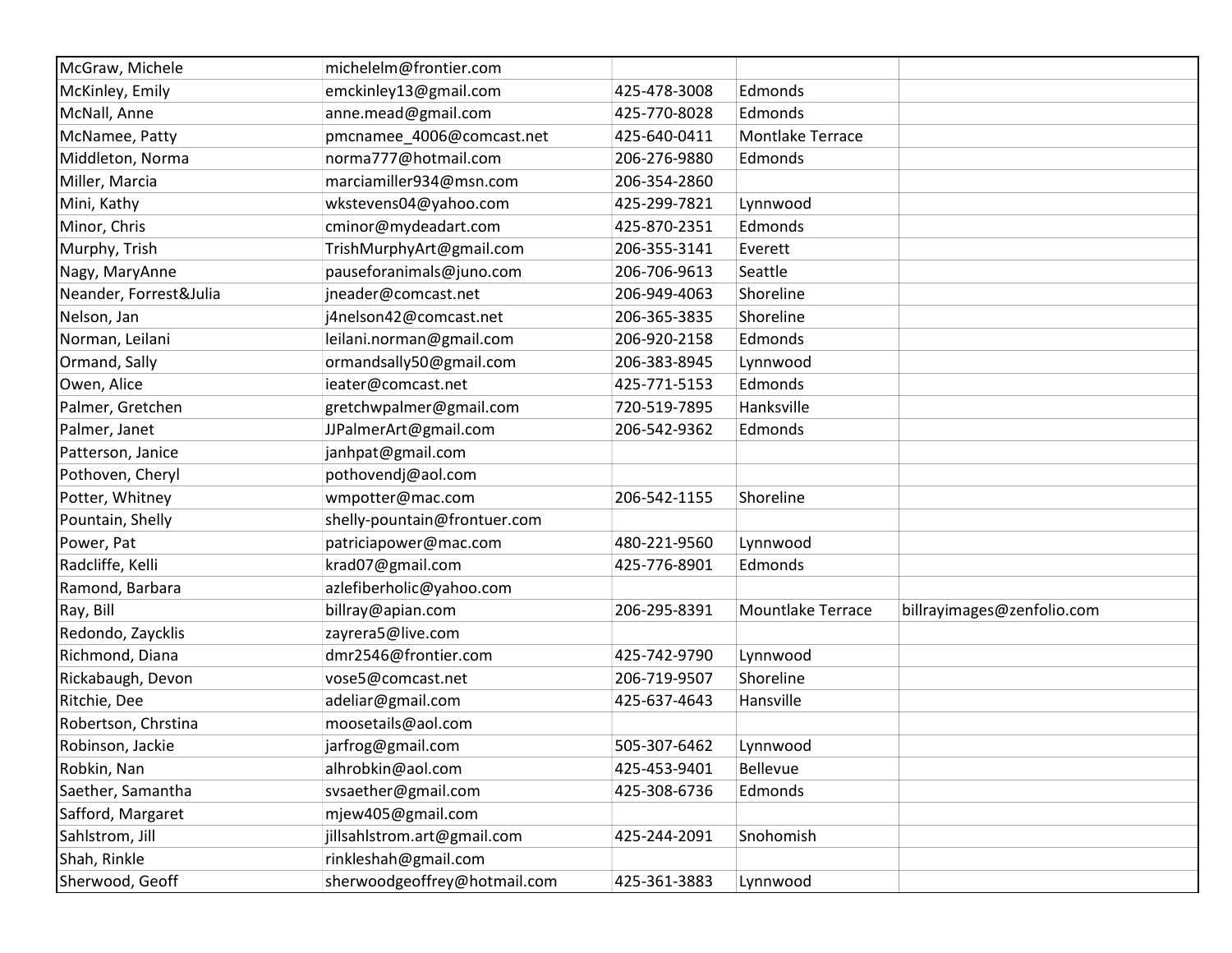| | | | | |
|---|---|---|---|---|
| McGraw, Michele | michelelm@frontier.com | | | |
| McKinley, Emily | emckinley13@gmail.com | 425-478-3008 | Edmonds | |
| McNall, Anne | anne.mead@gmail.com | 425-770-8028 | Edmonds | |
| McNamee, Patty | pmcnamee_4006@comcast.net | 425-640-0411 | Montlake Terrace | |
| Middleton, Norma | norma777@hotmail.com | 206-276-9880 | Edmonds | |
| Miller, Marcia | marciamiller934@msn.com | 206-354-2860 | | |
| Mini, Kathy | wkstevens04@yahoo.com | 425-299-7821 | Lynnwood | |
| Minor, Chris | cminor@mydeadart.com | 425-870-2351 | Edmonds | |
| Murphy, Trish | TrishMurphyArt@gmail.com | 206-355-3141 | Everett | |
| Nagy, MaryAnne | pauseforanimals@juno.com | 206-706-9613 | Seattle | |
| Neander, Forrest&Julia | jneader@comcast.net | 206-949-4063 | Shoreline | |
| Nelson, Jan | j4nelson42@comcast.net | 206-365-3835 | Shoreline | |
| Norman, Leilani | leilani.norman@gmail.com | 206-920-2158 | Edmonds | |
| Ormand, Sally | ormandsally50@gmail.com | 206-383-8945 | Lynnwood | |
| Owen, Alice | ieater@comcast.net | 425-771-5153 | Edmonds | |
| Palmer, Gretchen | gretchwpalmer@gmail.com | 720-519-7895 | Hanksville | |
| Palmer, Janet | JJPalmerArt@gmail.com | 206-542-9362 | Edmonds | |
| Patterson, Janice | janhpat@gmail.com | | | |
| Pothoven, Cheryl | pothovendj@aol.com | | | |
| Potter, Whitney | wmpotter@mac.com | 206-542-1155 | Shoreline | |
| Pountain, Shelly | shelly-pountain@frontuer.com | | | |
| Power, Pat | patriciapower@mac.com | 480-221-9560 | Lynnwood | |
| Radcliffe, Kelli | krad07@gmail.com | 425-776-8901 | Edmonds | |
| Ramond, Barbara | azlefiberholic@yahoo.com | | | |
| Ray, Bill | billray@apian.com | 206-295-8391 | Mountlake Terrace | billrayimages@zenfolio.com |
| Redondo, Zaycklis | zayrera5@live.com | | | |
| Richmond, Diana | dmr2546@frontier.com | 425-742-9790 | Lynnwood | |
| Rickabaugh, Devon | vose5@comcast.net | 206-719-9507 | Shoreline | |
| Ritchie, Dee | adeliar@gmail.com | 425-637-4643 | Hansville | |
| Robertson, Chrstina | moosetails@aol.com | | | |
| Robinson, Jackie | jarfrog@gmail.com | 505-307-6462 | Lynnwood | |
| Robkin, Nan | alhrobkin@aol.com | 425-453-9401 | Bellevue | |
| Saether, Samantha | svsaether@gmail.com | 425-308-6736 | Edmonds | |
| Safford, Margaret | mjew405@gmail.com | | | |
| Sahlstrom, Jill | jillsahlstrom.art@gmail.com | 425-244-2091 | Snohomish | |
| Shah, Rinkle | rinkleshah@gmail.com | | | |
| Sherwood, Geoff | sherwoodgeoffrey@hotmail.com | 425-361-3883 | Lynnwood | |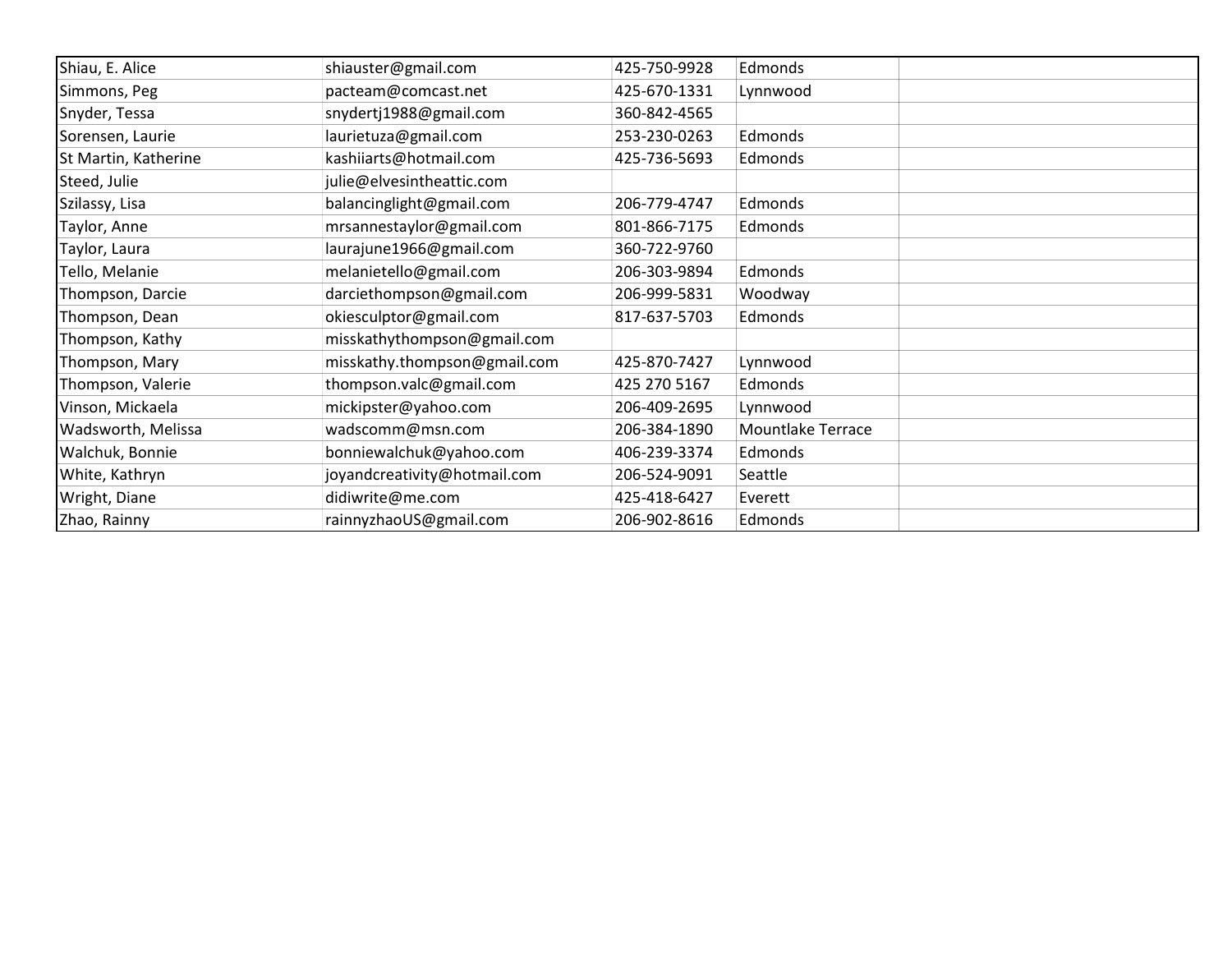| | | | | |
|---|---|---|---|---|
| Shiau, E. Alice | shiauster@gmail.com | 425-750-9928 | Edmonds | |
| Simmons, Peg | pacteam@comcast.net | 425-670-1331 | Lynnwood | |
| Snyder, Tessa | snydertj1988@gmail.com | 360-842-4565 | | |
| Sorensen, Laurie | laurietuza@gmail.com | 253-230-0263 | Edmonds | |
| St Martin, Katherine | kashiiarts@hotmail.com | 425-736-5693 | Edmonds | |
| Steed, Julie | julie@elvesintheattic.com | | | |
| Szilassy, Lisa | balancinglight@gmail.com | 206-779-4747 | Edmonds | |
| Taylor, Anne | mrsannestaylor@gmail.com | 801-866-7175 | Edmonds | |
| Taylor, Laura | laurajune1966@gmail.com | 360-722-9760 | | |
| Tello, Melanie | melanietello@gmail.com | 206-303-9894 | Edmonds | |
| Thompson, Darcie | darciethompson@gmail.com | 206-999-5831 | Woodway | |
| Thompson, Dean | okiesculptor@gmail.com | 817-637-5703 | Edmonds | |
| Thompson, Kathy | misskathythompson@gmail.com | | | |
| Thompson, Mary | misskathy.thompson@gmail.com | 425-870-7427 | Lynnwood | |
| Thompson, Valerie | thompson.valc@gmail.com | 425 270 5167 | Edmonds | |
| Vinson, Mickaela | mickipster@yahoo.com | 206-409-2695 | Lynnwood | |
| Wadsworth, Melissa | wadscomm@msn.com | 206-384-1890 | Mountlake Terrace | |
| Walchuk, Bonnie | bonniewalchuk@yahoo.com | 406-239-3374 | Edmonds | |
| White, Kathryn | joyandcreativity@hotmail.com | 206-524-9091 | Seattle | |
| Wright, Diane | didiwrite@me.com | 425-418-6427 | Everett | |
| Zhao, Rainny | rainnyzhaoUS@gmail.com | 206-902-8616 | Edmonds | |